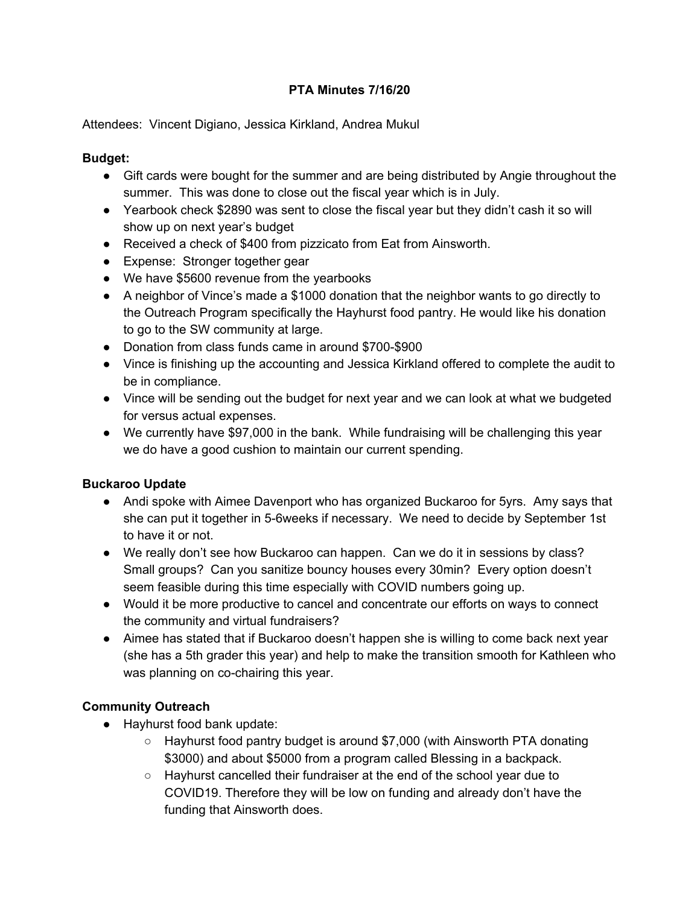# PTA Minutes 7/16/20

Attendees: Vincent Digiano, Jessica Kirkland, Andrea Mukul

**Budget:**

- Gift cards were bought for the summer and are being distributed by Angie throughout the summer. This was done to close out the fiscal year which is in July.
- Yearbook check $2890 was sent to close the fiscal year but they didn't cash it so will show up on next year's budget
- Received a check of $400 from pizzicato from Eat from Ainsworth.
- Expense: Stronger together gear
- We have $5600 revenue from the yearbooks
- A neighbor of Vince's made a $1000 donation that the neighbor wants to go directly to the Outreach Program specifically the Hayhurst food pantry. He would like his donation to go to the SW community at large.
- Donation from class funds came in around $700-$900
- Vince is finishing up the accounting and Jessica Kirkland offered to complete the audit to be in compliance.
- Vince will be sending out the budget for next year and we can look at what we budgeted for versus actual expenses.
- We currently have $97,000 in the bank. While fundraising will be challenging this year we do have a good cushion to maintain our current spending.

**Buckaroo Update**

- Andi spoke with Aimee Davenport who has organized Buckaroo for 5yrs. Amy says that she can put it together in 5-6weeks if necessary. We need to decide by September 1st to have it or not.
- We really don't see how Buckaroo can happen. Can we do it in sessions by class? Small groups? Can you sanitize bouncy houses every 30min? Every option doesn't seem feasible during this time especially with COVID numbers going up.
- Would it be more productive to cancel and concentrate our efforts on ways to connect the community and virtual fundraisers?
- Aimee has stated that if Buckaroo doesn't happen she is willing to come back next year (she has a 5th grader this year) and help to make the transition smooth for Kathleen who was planning on co-chairing this year.

**Community Outreach**

- Hayhurst food bank update:
  - Hayhurst food pantry budget is around $7,000 (with Ainsworth PTA donating $3000) and about $5000 from a program called Blessing in a backpack.
  - Hayhurst cancelled their fundraiser at the end of the school year due to COVID19. Therefore they will be low on funding and already don't have the funding that Ainsworth does.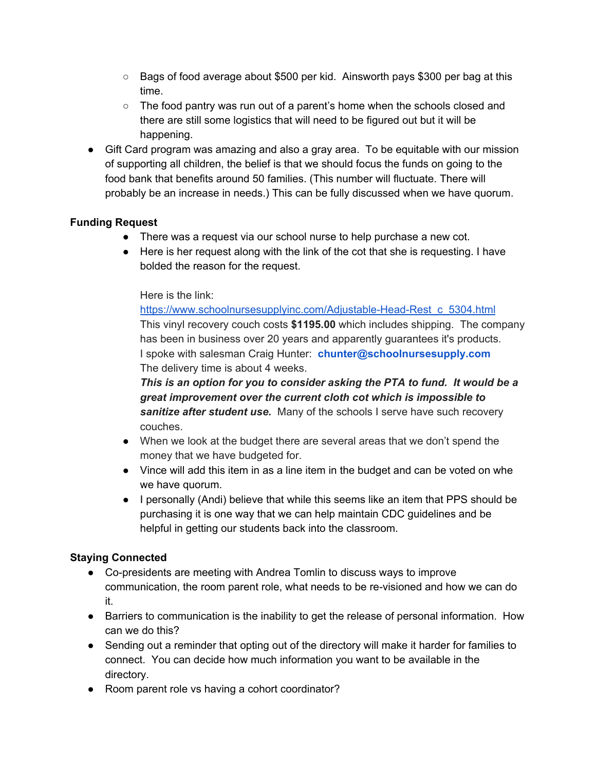- Bags of food average about $500 per kid. Ainsworth pays $300 per bag at this time.
  - The food pantry was run out of a parent's home when the schools closed and there are still some logistics that will need to be figured out but it will be happening.
- Gift Card program was amazing and also a gray area. To be equitable with our mission of supporting all children, the belief is that we should focus the funds on going to the food bank that benefits around 50 families. (This number will fluctuate. There will probably be an increase in needs.) This can be fully discussed when we have quorum.

**Funding Request**

- There was a request via our school nurse to help purchase a new cot.
- Here is her request along with the link of the cot that she is requesting. I have bolded the reason for the request.

  Here is the link:
  [https://www.schoolnursesupplyinc.com/Adjustable-Head-Rest_c_5304.html](https://www.schoolnursesupplyinc.com/Adjustable-Head-Rest_c_5304.html)
  This vinyl recovery couch costs **$1195.00** which includes shipping. The company has been in business over 20 years and apparently guarantees it's products.
  I spoke with salesman Craig Hunter: **chunter@schoolnursesupply.com**
  The delivery time is about 4 weeks.
  ***This is an option for you to consider asking the PTA to fund. It would be a great improvement over the current cloth cot which is impossible to sanitize after student use.*** Many of the schools I serve have such recovery couches.
- When we look at the budget there are several areas that we don't spend the money that we have budgeted for.
- Vince will add this item in as a line item in the budget and can be voted on whe we have quorum.
- I personally (Andi) believe that while this seems like an item that PPS should be purchasing it is one way that we can help maintain CDC guidelines and be helpful in getting our students back into the classroom.

**Staying Connected**

- Co-presidents are meeting with Andrea Tomlin to discuss ways to improve communication, the room parent role, what needs to be re-visioned and how we can do it.
- Barriers to communication is the inability to get the release of personal information. How can we do this?
- Sending out a reminder that opting out of the directory will make it harder for families to connect. You can decide how much information you want to be available in the directory.
- Room parent role vs having a cohort coordinator?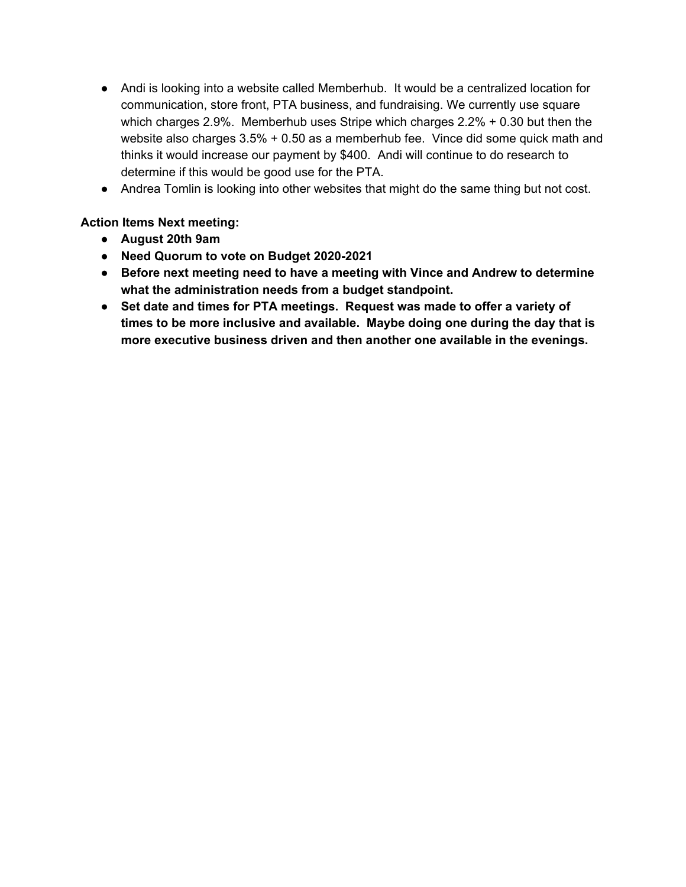- Andi is looking into a website called Memberhub. It would be a centralized location for communication, store front, PTA business, and fundraising. We currently use square which charges 2.9%. Memberhub uses Stripe which charges 2.2% + 0.30 but then the website also charges 3.5% + 0.50 as a memberhub fee. Vince did some quick math and thinks it would increase our payment by $400. Andi will continue to do research to determine if this would be good use for the PTA.
- Andrea Tomlin is looking into other websites that might do the same thing but not cost.

**Action Items Next meeting:**

- **August 20th 9am**
- **Need Quorum to vote on Budget 2020-2021**
- **Before next meeting need to have a meeting with Vince and Andrew to determine what the administration needs from a budget standpoint.**
- **Set date and times for PTA meetings. Request was made to offer a variety of times to be more inclusive and available. Maybe doing one during the day that is more executive business driven and then another one available in the evenings.**